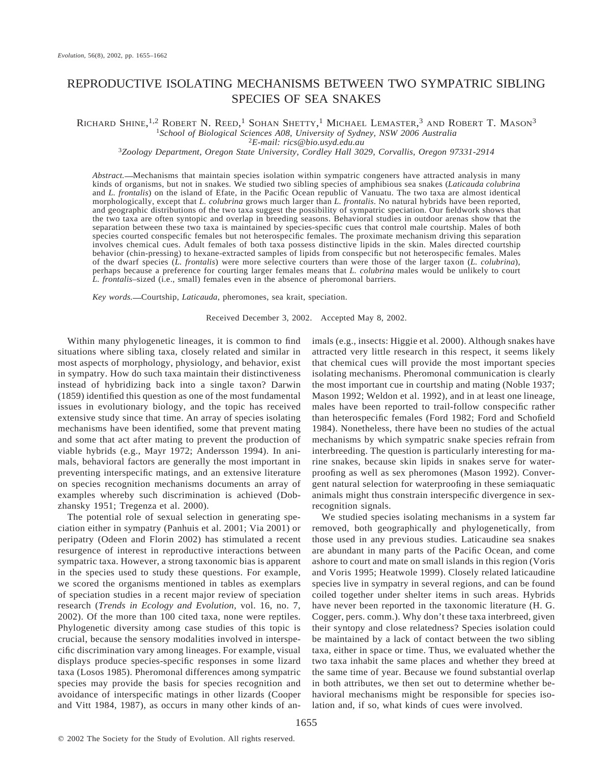# REPRODUCTIVE ISOLATING MECHANISMS BETWEEN TWO SYMPATRIC SIBLING SPECIES OF SEA SNAKES

Richard Shine,[1,2] Robert N. Reed,[1] Sohan Shetty,[1] Michael Lemaster,[3] and Robert T. Mason[3]

[1]*School of Biological Sciences A08, University of Sydney, NSW 2006 Australia*

[2]*E-mail: rics@bio.usyd.edu.au*

[3]*Zoology Department, Oregon State University, Cordley Hall 3029, Corvallis, Oregon 97331-2914*

*Abstract.*—Mechanisms that maintain species isolation within sympatric congeners have attracted analysis in many kinds of organisms, but not in snakes. We studied two sibling species of amphibious sea snakes (*Laticauda colubrina* and *L. frontalis*) on the island of Efate, in the Pacific Ocean republic of Vanuatu. The two taxa are almost identical morphologically, except that *L. colubrina* grows much larger than *L. frontalis*. No natural hybrids have been reported, and geographic distributions of the two taxa suggest the possibility of sympatric speciation. Our fieldwork shows that the two taxa are often syntopic and overlap in breeding seasons. Behavioral studies in outdoor arenas show that the separation between these two taxa is maintained by species-specific cues that control male courtship. Males of both species courted conspecific females but not heterospecific females. The proximate mechanism driving this separation involves chemical cues. Adult females of both taxa possess distinctive lipids in the skin. Males directed courtship behavior (chin-pressing) to hexane-extracted samples of lipids from conspecific but not heterospecific females. Males of the dwarf species (*L. frontalis*) were more selective courters than were those of the larger taxon (*L. colubrina*), perhaps because a preference for courting larger females means that *L. colubrina* males would be unlikely to court *L. frontalis*–sized (i.e., small) females even in the absence of pheromonal barriers.

*Key words.*—Courtship, *Laticauda,* pheromones, sea krait, speciation.

Received December 3, 2002. Accepted May 8, 2002.

Within many phylogenetic lineages, it is common to find situations where sibling taxa, closely related and similar in most aspects of morphology, physiology, and behavior, exist in sympatry. How do such taxa maintain their distinctiveness instead of hybridizing back into a single taxon? Darwin (1859) identified this question as one of the most fundamental issues in evolutionary biology, and the topic has received extensive study since that time. An array of species isolating mechanisms have been identified, some that prevent mating and some that act after mating to prevent the production of viable hybrids (e.g., Mayr 1972; Andersson 1994). In animals, behavioral factors are generally the most important in preventing interspecific matings, and an extensive literature on species recognition mechanisms documents an array of examples whereby such discrimination is achieved (Dobzhansky 1951; Tregenza et al. 2000).

The potential role of sexual selection in generating speciation either in sympatry (Panhuis et al. 2001; Via 2001) or peripatry (Odeen and Florin 2002) has stimulated a recent resurgence of interest in reproductive interactions between sympatric taxa. However, a strong taxonomic bias is apparent in the species used to study these questions. For example, we scored the organisms mentioned in tables as exemplars of speciation studies in a recent major review of speciation research (*Trends in Ecology and Evolution,* vol. 16, no. 7, 2002). Of the more than 100 cited taxa, none were reptiles. Phylogenetic diversity among case studies of this topic is crucial, because the sensory modalities involved in interspecific discrimination vary among lineages. For example, visual displays produce species-specific responses in some lizard taxa (Losos 1985). Pheromonal differences among sympatric species may provide the basis for species recognition and avoidance of interspecific matings in other lizards (Cooper and Vitt 1984, 1987), as occurs in many other kinds of animals (e.g., insects: Higgie et al. 2000). Although snakes have attracted very little research in this respect, it seems likely that chemical cues will provide the most important species isolating mechanisms. Pheromonal communication is clearly the most important cue in courtship and mating (Noble 1937; Mason 1992; Weldon et al. 1992), and in at least one lineage, males have been reported to trail-follow conspecific rather than heterospecific females (Ford 1982; Ford and Schofield 1984). Nonetheless, there have been no studies of the actual mechanisms by which sympatric snake species refrain from interbreeding. The question is particularly interesting for marine snakes, because skin lipids in snakes serve for waterproofing as well as sex pheromones (Mason 1992). Convergent natural selection for waterproofing in these semiaquatic animals might thus constrain interspecific divergence in sex-recognition signals.

We studied species isolating mechanisms in a system far removed, both geographically and phylogenetically, from those used in any previous studies. Laticaudine sea snakes are abundant in many parts of the Pacific Ocean, and come ashore to court and mate on small islands in this region (Voris and Voris 1995; Heatwole 1999). Closely related laticaudine species live in sympatry in several regions, and can be found coiled together under shelter items in such areas. Hybrids have never been reported in the taxonomic literature (H. G. Cogger, pers. comm.). Why don't these taxa interbreed, given their syntopy and close relatedness? Species isolation could be maintained by a lack of contact between the two sibling taxa, either in space or time. Thus, we evaluated whether the two taxa inhabit the same places and whether they breed at the same time of year. Because we found substantial overlap in both attributes, we then set out to determine whether behavioral mechanisms might be responsible for species isolation and, if so, what kinds of cues were involved.

© 2002 The Society for the Study of Evolution. All rights reserved.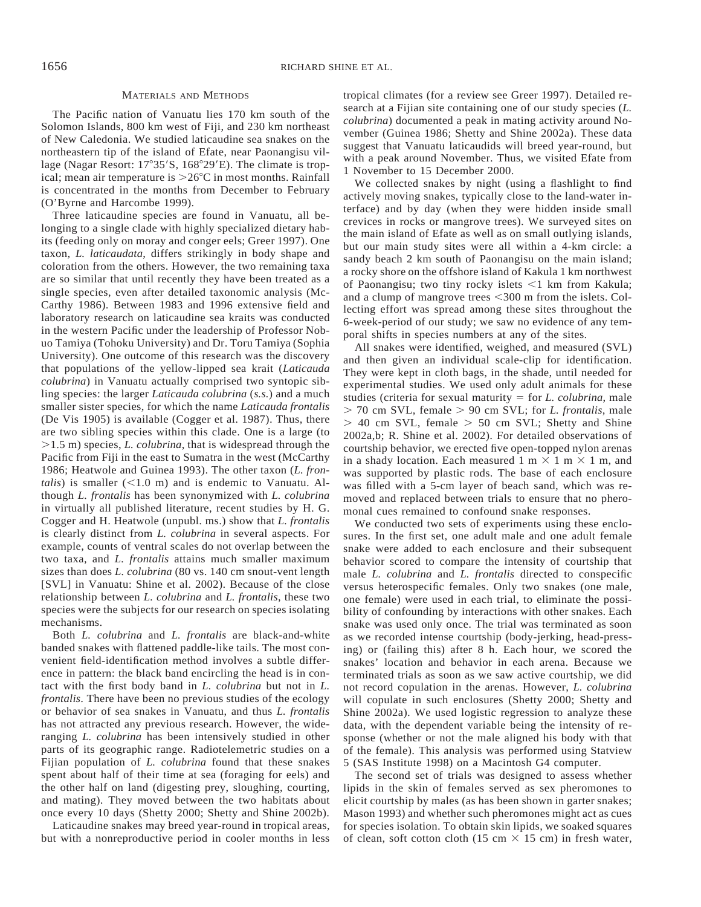## MATERIALS AND METHODS

The Pacific nation of Vanuatu lies 170 km south of the Solomon Islands, 800 km west of Fiji, and 230 km northeast of New Caledonia. We studied laticaudine sea snakes on the northeastern tip of the island of Efate, near Paonangisu village (Nagar Resort: 17°35′S, 168°29′E). The climate is tropical; mean air temperature is >26°C in most months. Rainfall is concentrated in the months from December to February (O'Byrne and Harcombe 1999).

Three laticaudine species are found in Vanuatu, all belonging to a single clade with highly specialized dietary habits (feeding only on moray and conger eels; Greer 1997). One taxon, *L. laticaudata,* differs strikingly in body shape and coloration from the others. However, the two remaining taxa are so similar that until recently they have been treated as a single species, even after detailed taxonomic analysis (McCarthy 1986). Between 1983 and 1996 extensive field and laboratory research on laticaudine sea kraits was conducted in the western Pacific under the leadership of Professor Nobuo Tamiya (Tohoku University) and Dr. Toru Tamiya (Sophia University). One outcome of this research was the discovery that populations of the yellow-lipped sea krait (*Laticauda colubrina*) in Vanuatu actually comprised two syntopic sibling species: the larger *Laticauda colubrina* (*s.s.*) and a much smaller sister species, for which the name *Laticauda frontalis* (De Vis 1905) is available (Cogger et al. 1987). Thus, there are two sibling species within this clade. One is a large (to >1.5 m) species, *L. colubrina,* that is widespread through the Pacific from Fiji in the east to Sumatra in the west (McCarthy 1986; Heatwole and Guinea 1993). The other taxon (*L. frontalis*) is smaller (<1.0 m) and is endemic to Vanuatu. Although *L. frontalis* has been synonymized with *L. colubrina* in virtually all published literature, recent studies by H. G. Cogger and H. Heatwole (unpubl. ms.) show that *L. frontalis* is clearly distinct from *L. colubrina* in several aspects. For example, counts of ventral scales do not overlap between the two taxa, and *L. frontalis* attains much smaller maximum sizes than does *L. colubrina* (80 vs. 140 cm snout-vent length [SVL] in Vanuatu: Shine et al. 2002). Because of the close relationship between *L. colubrina* and *L. frontalis,* these two species were the subjects for our research on species isolating mechanisms.

Both *L. colubrina* and *L. frontalis* are black-and-white banded snakes with flattened paddle-like tails. The most convenient field-identification method involves a subtle difference in pattern: the black band encircling the head is in contact with the first body band in *L. colubrina* but not in *L. frontalis*. There have been no previous studies of the ecology or behavior of sea snakes in Vanuatu, and thus *L. frontalis* has not attracted any previous research. However, the wide-ranging *L. colubrina* has been intensively studied in other parts of its geographic range. Radiotelemetric studies on a Fijian population of *L. colubrina* found that these snakes spent about half of their time at sea (foraging for eels) and the other half on land (digesting prey, sloughing, courting, and mating). They moved between the two habitats about once every 10 days (Shetty 2000; Shetty and Shine 2002b).

Laticaudine snakes may breed year-round in tropical areas, but with a nonreproductive period in cooler months in less tropical climates (for a review see Greer 1997). Detailed research at a Fijian site containing one of our study species (*L. colubrina*) documented a peak in mating activity around November (Guinea 1986; Shetty and Shine 2002a). These data suggest that Vanuatu laticaudids will breed year-round, but with a peak around November. Thus, we visited Efate from 1 November to 15 December 2000.

We collected snakes by night (using a flashlight to find actively moving snakes, typically close to the land-water interface) and by day (when they were hidden inside small crevices in rocks or mangrove trees). We surveyed sites on the main island of Efate as well as on small outlying islands, but our main study sites were all within a 4-km circle: a sandy beach 2 km south of Paonangisu on the main island; a rocky shore on the offshore island of Kakula 1 km northwest of Paonangisu; two tiny rocky islets <1 km from Kakula; and a clump of mangrove trees <300 m from the islets. Collecting effort was spread among these sites throughout the 6-week-period of our study; we saw no evidence of any temporal shifts in species numbers at any of the sites.

All snakes were identified, weighed, and measured (SVL) and then given an individual scale-clip for identification. They were kept in cloth bags, in the shade, until needed for experimental studies. We used only adult animals for these studies (criteria for sexual maturity = for *L. colubrina,* male > 70 cm SVL, female > 90 cm SVL; for *L. frontalis,* male > 40 cm SVL, female > 50 cm SVL; Shetty and Shine 2002a,b; R. Shine et al. 2002). For detailed observations of courtship behavior, we erected five open-topped nylon arenas in a shady location. Each measured 1 m × 1 m × 1 m, and was supported by plastic rods. The base of each enclosure was filled with a 5-cm layer of beach sand, which was removed and replaced between trials to ensure that no pheromonal cues remained to confound snake responses.

We conducted two sets of experiments using these enclosures. In the first set, one adult male and one adult female snake were added to each enclosure and their subsequent behavior scored to compare the intensity of courtship that male *L. colubrina* and *L. frontalis* directed to conspecific versus heterospecific females. Only two snakes (one male, one female) were used in each trial, to eliminate the possibility of confounding by interactions with other snakes. Each snake was used only once. The trial was terminated as soon as we recorded intense courtship (body-jerking, head-pressing) or (failing this) after 8 h. Each hour, we scored the snakes' location and behavior in each arena. Because we terminated trials as soon as we saw active courtship, we did not record copulation in the arenas. However, *L. colubrina* will copulate in such enclosures (Shetty 2000; Shetty and Shine 2002a). We used logistic regression to analyze these data, with the dependent variable being the intensity of response (whether or not the male aligned his body with that of the female). This analysis was performed using Statview 5 (SAS Institute 1998) on a Macintosh G4 computer.

The second set of trials was designed to assess whether lipids in the skin of females served as sex pheromones to elicit courtship by males (as has been shown in garter snakes; Mason 1993) and whether such pheromones might act as cues for species isolation. To obtain skin lipids, we soaked squares of clean, soft cotton cloth (15 cm × 15 cm) in fresh water,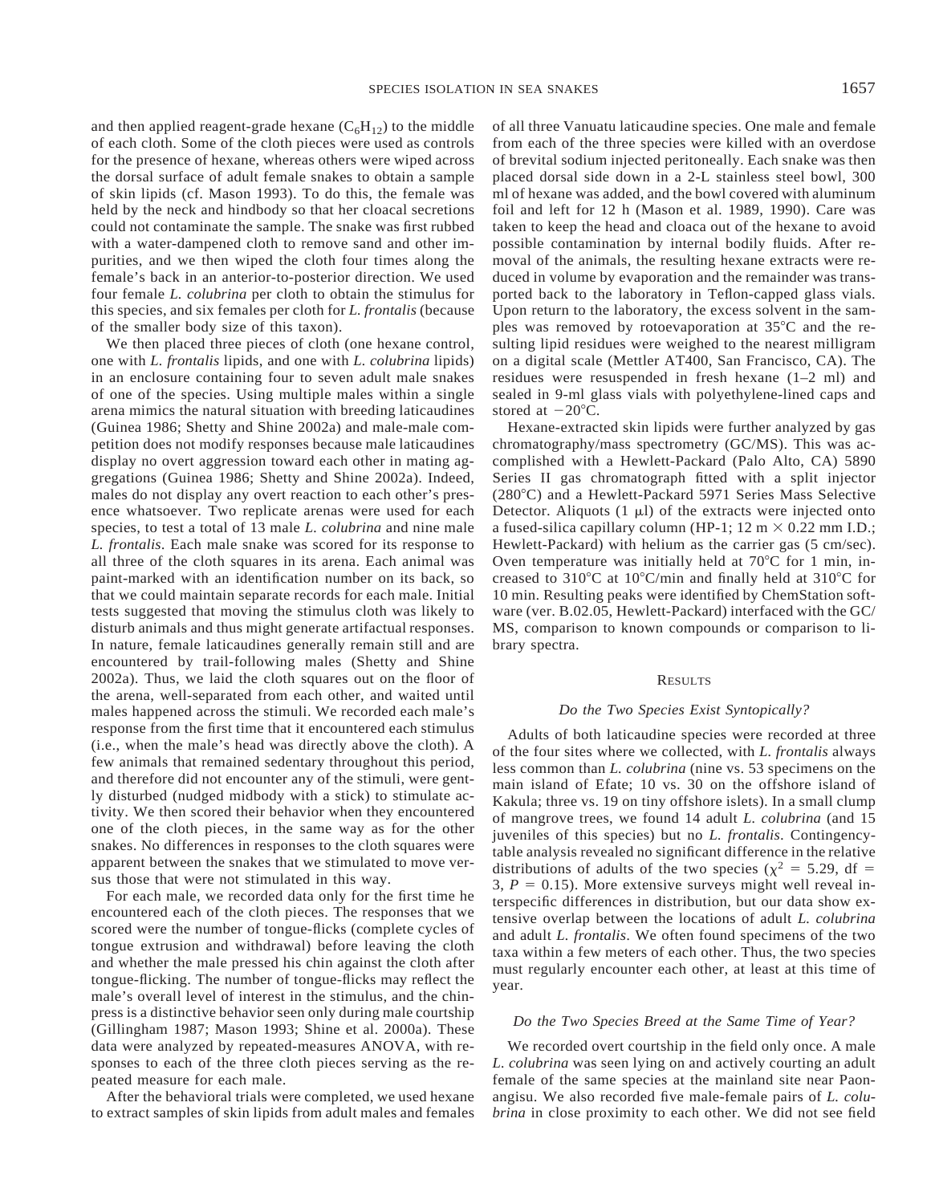and then applied reagent-grade hexane ($C_6H_{12}$) to the middle of each cloth. Some of the cloth pieces were used as controls for the presence of hexane, whereas others were wiped across the dorsal surface of adult female snakes to obtain a sample of skin lipids (cf. Mason 1993). To do this, the female was held by the neck and hindbody so that her cloacal secretions could not contaminate the sample. The snake was first rubbed with a water-dampened cloth to remove sand and other impurities, and we then wiped the cloth four times along the female's back in an anterior-to-posterior direction. We used four female *L. colubrina* per cloth to obtain the stimulus for this species, and six females per cloth for *L. frontalis* (because of the smaller body size of this taxon).

We then placed three pieces of cloth (one hexane control, one with *L. frontalis* lipids, and one with *L. colubrina* lipids) in an enclosure containing four to seven adult male snakes of one of the species. Using multiple males within a single arena mimics the natural situation with breeding laticaudines (Guinea 1986; Shetty and Shine 2002a) and male-male competition does not modify responses because male laticaudines display no overt aggression toward each other in mating aggregations (Guinea 1986; Shetty and Shine 2002a). Indeed, males do not display any overt reaction to each other's presence whatsoever. Two replicate arenas were used for each species, to test a total of 13 male *L. colubrina* and nine male *L. frontalis*. Each male snake was scored for its response to all three of the cloth squares in its arena. Each animal was paint-marked with an identification number on its back, so that we could maintain separate records for each male. Initial tests suggested that moving the stimulus cloth was likely to disturb animals and thus might generate artifactual responses. In nature, female laticaudines generally remain still and are encountered by trail-following males (Shetty and Shine 2002a). Thus, we laid the cloth squares out on the floor of the arena, well-separated from each other, and waited until males happened across the stimuli. We recorded each male's response from the first time that it encountered each stimulus (i.e., when the male's head was directly above the cloth). A few animals that remained sedentary throughout this period, and therefore did not encounter any of the stimuli, were gently disturbed (nudged midbody with a stick) to stimulate activity. We then scored their behavior when they encountered one of the cloth pieces, in the same way as for the other snakes. No differences in responses to the cloth squares were apparent between the snakes that we stimulated to move versus those that were not stimulated in this way.

For each male, we recorded data only for the first time he encountered each of the cloth pieces. The responses that we scored were the number of tongue-flicks (complete cycles of tongue extrusion and withdrawal) before leaving the cloth and whether the male pressed his chin against the cloth after tongue-flicking. The number of tongue-flicks may reflect the male's overall level of interest in the stimulus, and the chin-press is a distinctive behavior seen only during male courtship (Gillingham 1987; Mason 1993; Shine et al. 2000a). These data were analyzed by repeated-measures ANOVA, with responses to each of the three cloth pieces serving as the repeated measure for each male.

After the behavioral trials were completed, we used hexane to extract samples of skin lipids from adult males and females of all three Vanuatu laticaudine species. One male and female from each of the three species were killed with an overdose of brevital sodium injected peritoneally. Each snake was then placed dorsal side down in a 2-L stainless steel bowl, 300 ml of hexane was added, and the bowl covered with aluminum foil and left for 12 h (Mason et al. 1989, 1990). Care was taken to keep the head and cloaca out of the hexane to avoid possible contamination by internal bodily fluids. After removal of the animals, the resulting hexane extracts were reduced in volume by evaporation and the remainder was transported back to the laboratory in Teflon-capped glass vials. Upon return to the laboratory, the excess solvent in the samples was removed by rotoevaporation at 35°C and the resulting lipid residues were weighed to the nearest milligram on a digital scale (Mettler AT400, San Francisco, CA). The residues were resuspended in fresh hexane (1–2 ml) and sealed in 9-ml glass vials with polyethylene-lined caps and stored at −20°C.

Hexane-extracted skin lipids were further analyzed by gas chromatography/mass spectrometry (GC/MS). This was accomplished with a Hewlett-Packard (Palo Alto, CA) 5890 Series II gas chromatograph fitted with a split injector (280°C) and a Hewlett-Packard 5971 Series Mass Selective Detector. Aliquots (1 μl) of the extracts were injected onto a fused-silica capillary column (HP-1; 12 m × 0.22 mm I.D.; Hewlett-Packard) with helium as the carrier gas (5 cm/sec). Oven temperature was initially held at 70°C for 1 min, increased to 310°C at 10°C/min and finally held at 310°C for 10 min. Resulting peaks were identified by ChemStation software (ver. B.02.05, Hewlett-Packard) interfaced with the GC/MS, comparison to known compounds or comparison to library spectra.

## Results

### *Do the Two Species Exist Syntopically?*

Adults of both laticaudine species were recorded at three of the four sites where we collected, with *L. frontalis* always less common than *L. colubrina* (nine vs. 53 specimens on the main island of Efate; 10 vs. 30 on the offshore island of Kakula; three vs. 19 on tiny offshore islets). In a small clump of mangrove trees, we found 14 adult *L. colubrina* (and 15 juveniles of this species) but no *L. frontalis*. Contingency-table analysis revealed no significant difference in the relative distributions of adults of the two species ($\chi^2 = 5.29$, df = 3, $P = 0.15$). More extensive surveys might well reveal interspecific differences in distribution, but our data show extensive overlap between the locations of adult *L. colubrina* and adult *L. frontalis*. We often found specimens of the two taxa within a few meters of each other. Thus, the two species must regularly encounter each other, at least at this time of year.

### *Do the Two Species Breed at the Same Time of Year?*

We recorded overt courtship in the field only once. A male *L. colubrina* was seen lying on and actively courting an adult female of the same species at the mainland site near Paonangisu. We also recorded five male-female pairs of *L. colubrina* in close proximity to each other. We did not see field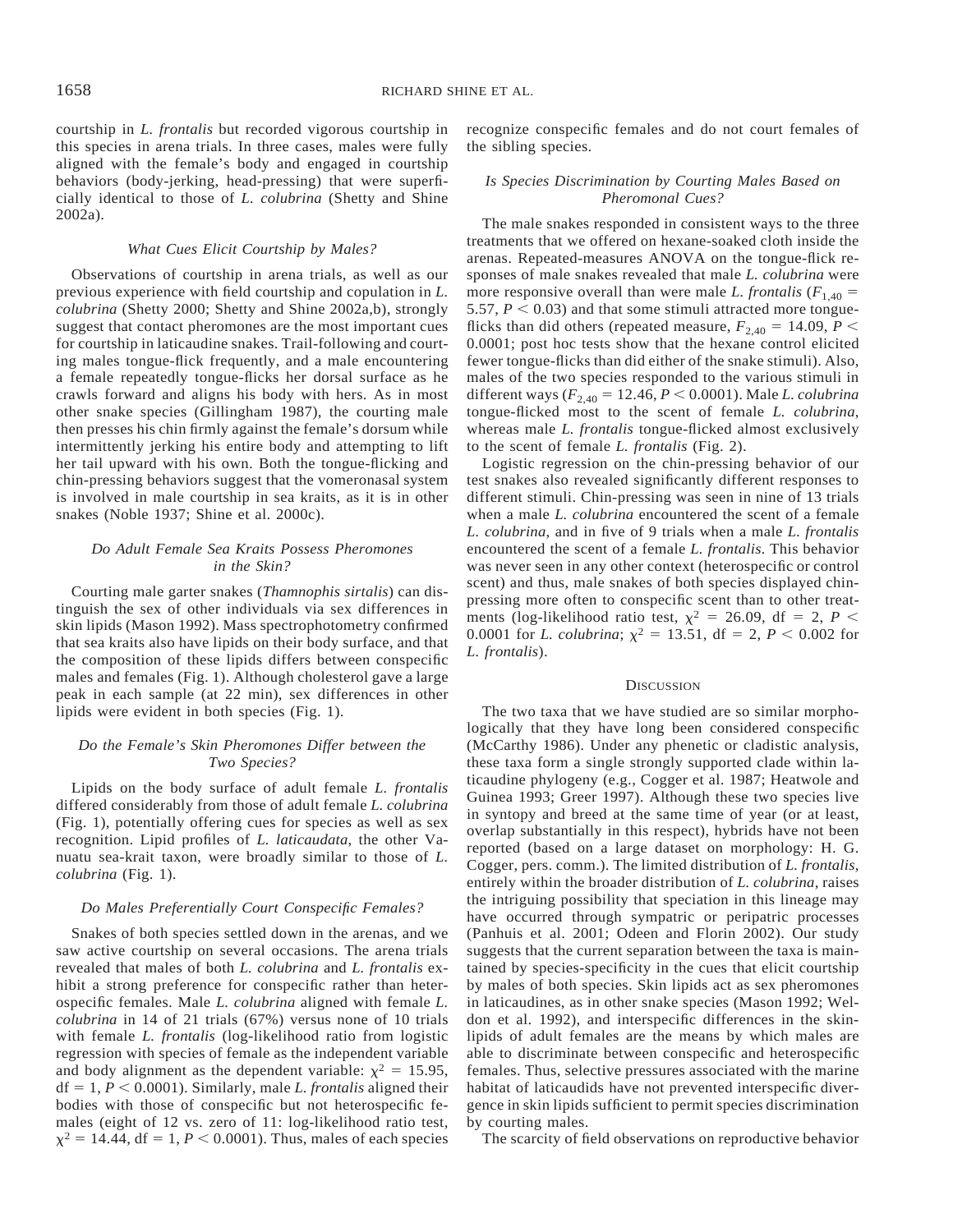courtship in *L. frontalis* but recorded vigorous courtship in this species in arena trials. In three cases, males were fully aligned with the female's body and engaged in courtship behaviors (body-jerking, head-pressing) that were superficially identical to those of *L. colubrina* (Shetty and Shine 2002a).

### *What Cues Elicit Courtship by Males?*

Observations of courtship in arena trials, as well as our previous experience with field courtship and copulation in *L. colubrina* (Shetty 2000; Shetty and Shine 2002a,b), strongly suggest that contact pheromones are the most important cues for courtship in laticaudine snakes. Trail-following and courting males tongue-flick frequently, and a male encountering a female repeatedly tongue-flicks her dorsal surface as he crawls forward and aligns his body with hers. As in most other snake species (Gillingham 1987), the courting male then presses his chin firmly against the female's dorsum while intermittently jerking his entire body and attempting to lift her tail upward with his own. Both the tongue-flicking and chin-pressing behaviors suggest that the vomeronasal system is involved in male courtship in sea kraits, as it is in other snakes (Noble 1937; Shine et al. 2000c).

### *Do Adult Female Sea Kraits Possess Pheromones in the Skin?*

Courting male garter snakes (*Thamnophis sirtalis*) can distinguish the sex of other individuals via sex differences in skin lipids (Mason 1992). Mass spectrophotometry confirmed that sea kraits also have lipids on their body surface, and that the composition of these lipids differs between conspecific males and females (Fig. 1). Although cholesterol gave a large peak in each sample (at 22 min), sex differences in other lipids were evident in both species (Fig. 1).

### *Do the Female's Skin Pheromones Differ between the Two Species?*

Lipids on the body surface of adult female *L. frontalis* differed considerably from those of adult female *L. colubrina* (Fig. 1), potentially offering cues for species as well as sex recognition. Lipid profiles of *L. laticaudata*, the other Vanuatu sea-krait taxon, were broadly similar to those of *L. colubrina* (Fig. 1).

### *Do Males Preferentially Court Conspecific Females?*

Snakes of both species settled down in the arenas, and we saw active courtship on several occasions. The arena trials revealed that males of both *L. colubrina* and *L. frontalis* exhibit a strong preference for conspecific rather than heterospecific females. Male *L. colubrina* aligned with female *L. colubrina* in 14 of 21 trials (67%) versus none of 10 trials with female *L. frontalis* (log-likelihood ratio from logistic regression with species of female as the independent variable and body alignment as the dependent variable: $\chi^2 = 15.95$, $df = 1$, $P < 0.0001$). Similarly, male *L. frontalis* aligned their bodies with those of conspecific but not heterospecific females (eight of 12 vs. zero of 11: log-likelihood ratio test, $\chi^2 = 14.44$, $df = 1$, $P < 0.0001$). Thus, males of each species recognize conspecific females and do not court females of the sibling species.

### *Is Species Discrimination by Courting Males Based on Pheromonal Cues?*

The male snakes responded in consistent ways to the three treatments that we offered on hexane-soaked cloth inside the arenas. Repeated-measures ANOVA on the tongue-flick responses of male snakes revealed that male *L. colubrina* were more responsive overall than were male *L. frontalis* ($F_{1,40} = 5.57$, $P < 0.03$) and that some stimuli attracted more tongue-flicks than did others (repeated measure, $F_{2,40} = 14.09$, $P < 0.0001$; post hoc tests show that the hexane control elicited fewer tongue-flicks than did either of the snake stimuli). Also, males of the two species responded to the various stimuli in different ways ($F_{2,40} = 12.46$, $P < 0.0001$). Male *L. colubrina* tongue-flicked most to the scent of female *L. colubrina*, whereas male *L. frontalis* tongue-flicked almost exclusively to the scent of female *L. frontalis* (Fig. 2).

Logistic regression on the chin-pressing behavior of our test snakes also revealed significantly different responses to different stimuli. Chin-pressing was seen in nine of 13 trials when a male *L. colubrina* encountered the scent of a female *L. colubrina*, and in five of 9 trials when a male *L. frontalis* encountered the scent of a female *L. frontalis*. This behavior was never seen in any other context (heterospecific or control scent) and thus, male snakes of both species displayed chin-pressing more often to conspecific scent than to other treatments (log-likelihood ratio test, $\chi^2 = 26.09$, $df = 2$, $P < 0.0001$ for *L. colubrina*; $\chi^2 = 13.51$, $df = 2$, $P < 0.002$ for *L. frontalis*).

## Discussion

The two taxa that we have studied are so similar morphologically that they have long been considered conspecific (McCarthy 1986). Under any phenetic or cladistic analysis, these taxa form a single strongly supported clade within laticaudine phylogeny (e.g., Cogger et al. 1987; Heatwole and Guinea 1993; Greer 1997). Although these two species live in syntopy and breed at the same time of year (or at least, overlap substantially in this respect), hybrids have not been reported (based on a large dataset on morphology: H. G. Cogger, pers. comm.). The limited distribution of *L. frontalis*, entirely within the broader distribution of *L. colubrina*, raises the intriguing possibility that speciation in this lineage may have occurred through sympatric or peripatric processes (Panhuis et al. 2001; Odeen and Florin 2002). Our study suggests that the current separation between the taxa is maintained by species-specificity in the cues that elicit courtship by males of both species. Skin lipids act as sex pheromones in laticaudines, as in other snake species (Mason 1992; Weldon et al. 1992), and interspecific differences in the skin-lipids of adult females are the means by which males are able to discriminate between conspecific and heterospecific females. Thus, selective pressures associated with the marine habitat of laticaudids have not prevented interspecific divergence in skin lipids sufficient to permit species discrimination by courting males.

The scarcity of field observations on reproductive behavior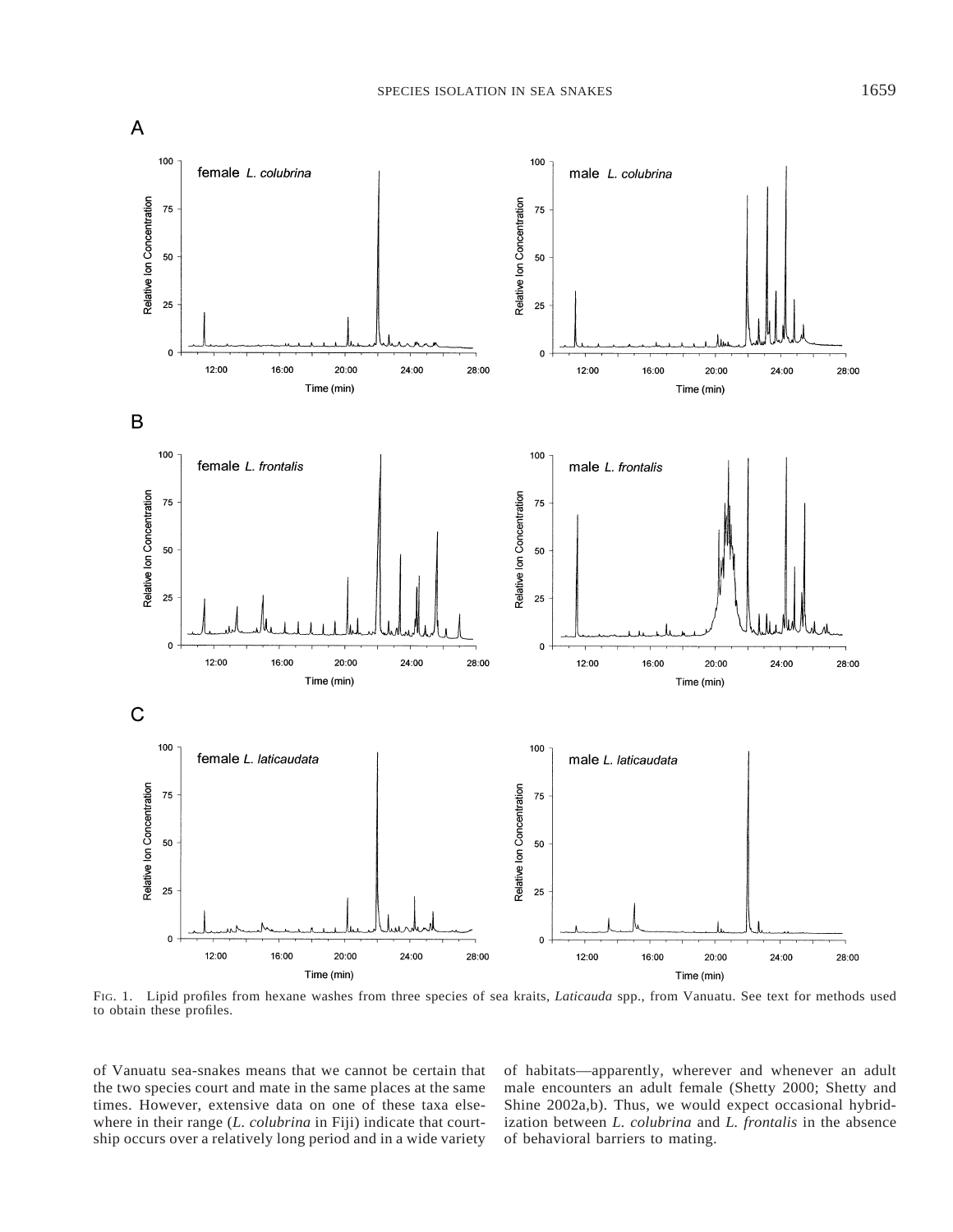FIG. 1. Lipid profiles from hexane washes from three species of sea kraits, *Laticauda* spp., from Vanuatu. See text for methods used to obtain these profiles.

of Vanuatu sea-snakes means that we cannot be certain that the two species court and mate in the same places at the same times. However, extensive data on one of these taxa elsewhere in their range (*L. colubrina* in Fiji) indicate that courtship occurs over a relatively long period and in a wide variety of habitats—apparently, wherever and whenever an adult male encounters an adult female (Shetty 2000; Shetty and Shine 2002a,b). Thus, we would expect occasional hybridization between *L. colubrina* and *L. frontalis* in the absence of behavioral barriers to mating.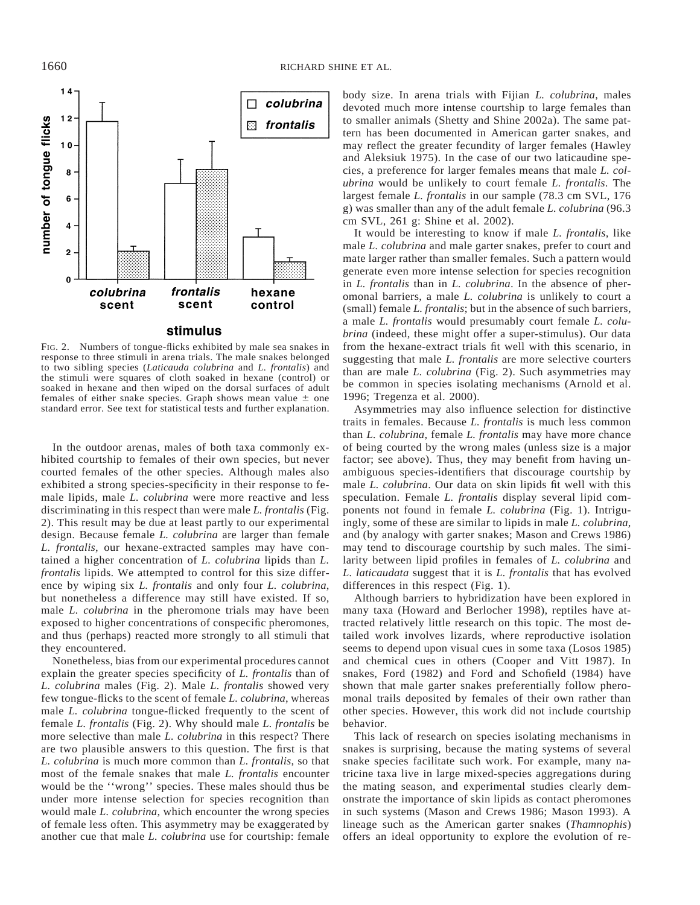FIG. 2. Numbers of tongue-flicks exhibited by male sea snakes in response to three stimuli in arena trials. The male snakes belonged to two sibling species (*Laticauda colubrina* and *L. frontalis*) and the stimuli were squares of cloth soaked in hexane (control) or soaked in hexane and then wiped on the dorsal surfaces of adult females of either snake species. Graph shows mean value ± one standard error. See text for statistical tests and further explanation.

In the outdoor arenas, males of both taxa commonly exhibited courtship to females of their own species, but never courted females of the other species. Although males also exhibited a strong species-specificity in their response to female lipids, male *L. colubrina* were more reactive and less discriminating in this respect than were male *L. frontalis* (Fig. 2). This result may be due at least partly to our experimental design. Because female *L. colubrina* are larger than female *L. frontalis*, our hexane-extracted samples may have contained a higher concentration of *L. colubrina* lipids than *L. frontalis* lipids. We attempted to control for this size difference by wiping six *L. frontalis* and only four *L. colubrina*, but nonetheless a difference may still have existed. If so, male *L. colubrina* in the pheromone trials may have been exposed to higher concentrations of conspecific pheromones, and thus (perhaps) reacted more strongly to all stimuli that they encountered.

Nonetheless, bias from our experimental procedures cannot explain the greater species specificity of *L. frontalis* than of *L. colubrina* males (Fig. 2). Male *L. frontalis* showed very few tongue-flicks to the scent of female *L. colubrina*, whereas male *L. colubrina* tongue-flicked frequently to the scent of female *L. frontalis* (Fig. 2). Why should male *L. frontalis* be more selective than male *L. colubrina* in this respect? There are two plausible answers to this question. The first is that *L. colubrina* is much more common than *L. frontalis*, so that most of the female snakes that male *L. frontalis* encounter would be the ''wrong'' species. These males should thus be under more intense selection for species recognition than would male *L. colubrina*, which encounter the wrong species of female less often. This asymmetry may be exaggerated by another cue that male *L. colubrina* use for courtship: female body size. In arena trials with Fijian *L. colubrina*, males devoted much more intense courtship to large females than to smaller animals (Shetty and Shine 2002a). The same pattern has been documented in American garter snakes, and may reflect the greater fecundity of larger females (Hawley and Aleksiuk 1975). In the case of our two laticaudine species, a preference for larger females means that male *L. colubrina* would be unlikely to court female *L. frontalis*. The largest female *L. frontalis* in our sample (78.3 cm SVL, 176 g) was smaller than any of the adult female *L. colubrina* (96.3 cm SVL, 261 g: Shine et al. 2002).

It would be interesting to know if male *L. frontalis*, like male *L. colubrina* and male garter snakes, prefer to court and mate larger rather than smaller females. Such a pattern would generate even more intense selection for species recognition in *L. frontalis* than in *L. colubrina*. In the absence of pheromonal barriers, a male *L. colubrina* is unlikely to court a (small) female *L. frontalis*; but in the absence of such barriers, a male *L. frontalis* would presumably court female *L. colubrina* (indeed, these might offer a super-stimulus). Our data from the hexane-extract trials fit well with this scenario, in suggesting that male *L. frontalis* are more selective courters than are male *L. colubrina* (Fig. 2). Such asymmetries may be common in species isolating mechanisms (Arnold et al. 1996; Tregenza et al. 2000).

Asymmetries may also influence selection for distinctive traits in females. Because *L. frontalis* is much less common than *L. colubrina*, female *L. frontalis* may have more chance of being courted by the wrong males (unless size is a major factor; see above). Thus, they may benefit from having unambiguous species-identifiers that discourage courtship by male *L. colubrina*. Our data on skin lipids fit well with this speculation. Female *L. frontalis* display several lipid components not found in female *L. colubrina* (Fig. 1). Intriguingly, some of these are similar to lipids in male *L. colubrina*, and (by analogy with garter snakes; Mason and Crews 1986) may tend to discourage courtship by such males. The similarity between lipid profiles in females of *L. colubrina* and *L. laticaudata* suggest that it is *L. frontalis* that has evolved differences in this respect (Fig. 1).

Although barriers to hybridization have been explored in many taxa (Howard and Berlocher 1998), reptiles have attracted relatively little research on this topic. The most detailed work involves lizards, where reproductive isolation seems to depend upon visual cues in some taxa (Losos 1985) and chemical cues in others (Cooper and Vitt 1987). In snakes, Ford (1982) and Ford and Schofield (1984) have shown that male garter snakes preferentially follow pheromonal trails deposited by females of their own rather than other species. However, this work did not include courtship behavior.

This lack of research on species isolating mechanisms in snakes is surprising, because the mating systems of several snake species facilitate such work. For example, many natricine taxa live in large mixed-species aggregations during the mating season, and experimental studies clearly demonstrate the importance of skin lipids as contact pheromones in such systems (Mason and Crews 1986; Mason 1993). A lineage such as the American garter snakes (*Thamnophis*) offers an ideal opportunity to explore the evolution of re-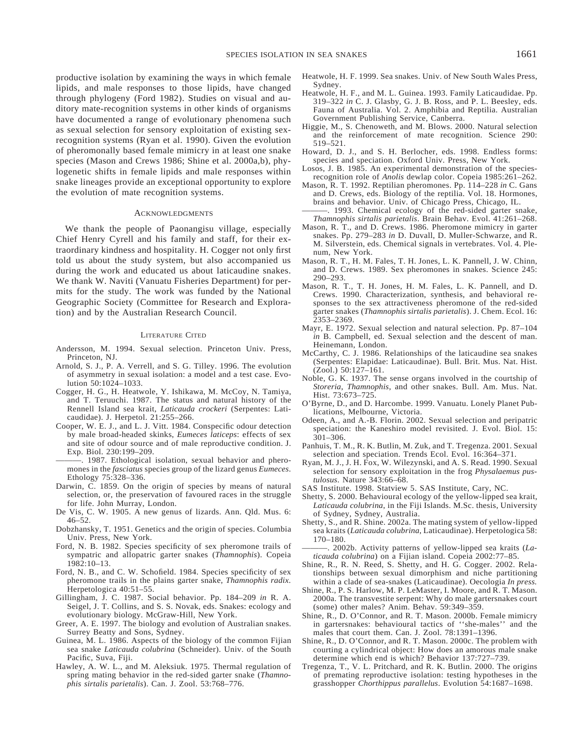productive isolation by examining the ways in which female lipids, and male responses to those lipids, have changed through phylogeny (Ford 1982). Studies on visual and auditory mate-recognition systems in other kinds of organisms have documented a range of evolutionary phenomena such as sexual selection for sensory exploitation of existing sex-recognition systems (Ryan et al. 1990). Given the evolution of pheromonally based female mimicry in at least one snake species (Mason and Crews 1986; Shine et al. 2000a,b), phylogenetic shifts in female lipids and male responses within snake lineages provide an exceptional opportunity to explore the evolution of mate recognition systems.

## Acknowledgments

We thank the people of Paonangisu village, especially Chief Henry Cyrell and his family and staff, for their extraordinary kindness and hospitality. H. Cogger not only first told us about the study system, but also accompanied us during the work and educated us about laticaudine snakes. We thank W. Naviti (Vanuatu Fisheries Department) for permits for the study. The work was funded by the National Geographic Society (Committee for Research and Exploration) and by the Australian Research Council.

## Literature Cited

Andersson, M. 1994. Sexual selection. Princeton Univ. Press, Princeton, NJ.

Arnold, S. J., P. A. Verrell, and S. G. Tilley. 1996. The evolution of asymmetry in sexual isolation: a model and a test case. Evolution 50:1024–1033.

Cogger, H. G., H. Heatwole, Y. Ishikawa, M. McCoy, N. Tamiya, and T. Teruuchi. 1987. The status and natural history of the Rennell Island sea krait, *Laticauda crockeri* (Serpentes: Laticaudidae). J. Herpetol. 21:255–266.

Cooper, W. E. J., and L. J. Vitt. 1984. Conspecific odour detection by male broad-headed skinks, *Eumeces laticeps*: effects of sex and site of odour source and of male reproductive condition. J. Exp. Biol. 230:199–209.

———. 1987. Ethological isolation, sexual behavior and pheromones in the *fasciatus* species group of the lizard genus *Eumeces*. Ethology 75:328–336.

Darwin, C. 1859. On the origin of species by means of natural selection, or, the preservation of favoured races in the struggle for life. John Murray, London.

De Vis, C. W. 1905. A new genus of lizards. Ann. Qld. Mus. 6: 46–52.

Dobzhansky, T. 1951. Genetics and the origin of species. Columbia Univ. Press, New York.

Ford, N. B. 1982. Species specificity of sex pheromone trails of sympatric and allopatric garter snakes (*Thamnophis*). Copeia 1982:10–13.

Ford, N. B., and C. W. Schofield. 1984. Species specificity of sex pheromone trails in the plains garter snake, *Thamnophis radix*. Herpetologica 40:51–55.

Gillingham, J. C. 1987. Social behavior. Pp. 184–209 *in* R. A. Seigel, J. T. Collins, and S. S. Novak, eds. Snakes: ecology and evolutionary biology. McGraw-Hill, New York.

Greer, A. E. 1997. The biology and evolution of Australian snakes. Surrey Beatty and Sons, Sydney.

Guinea, M. L. 1986. Aspects of the biology of the common Fijian sea snake *Laticauda colubrina* (Schneider). Univ. of the South Pacific, Suva, Fiji.

Hawley, A. W. L., and M. Aleksiuk. 1975. Thermal regulation of spring mating behavior in the red-sided garter snake (*Thamnophis sirtalis parietalis*). Can. J. Zool. 53:768–776.

Heatwole, H. F. 1999. Sea snakes. Univ. of New South Wales Press, Sydney.

Heatwole, H. F., and M. L. Guinea. 1993. Family Laticaudidae. Pp. 319–322 *in* C. J. Glasby, G. J. B. Ross, and P. L. Beesley, eds. Fauna of Australia. Vol. 2. Amphibia and Reptilia. Australian Government Publishing Service, Canberra.

Higgie, M., S. Chenoweth, and M. Blows. 2000. Natural selection and the reinforcement of mate recognition. Science 290: 519–521.

Howard, D. J., and S. H. Berlocher, eds. 1998. Endless forms: species and speciation. Oxford Univ. Press, New York.

Losos, J. B. 1985. An experimental demonstration of the species-recognition role of *Anolis* dewlap color. Copeia 1985:261–262.

Mason, R. T. 1992. Reptilian pheromones. Pp. 114–228 *in* C. Gans and D. Crews, eds. Biology of the reptilia. Vol. 18. Hormones, brains and behavior. Univ. of Chicago Press, Chicago, IL.

———. 1993. Chemical ecology of the red-sided garter snake, *Thamnophis sirtalis parietalis*. Brain Behav. Evol. 41:261–268.

Mason, R. T., and D. Crews. 1986. Pheromone mimicry in garter snakes. Pp. 279–283 *in* D. Duvall, D. Muller-Schwarze, and R. M. Silverstein, eds. Chemical signals in vertebrates. Vol. 4. Plenum, New York.

Mason, R. T., H. M. Fales, T. H. Jones, L. K. Pannell, J. W. Chinn, and D. Crews. 1989. Sex pheromones in snakes. Science 245: 290–293.

Mason, R. T., T. H. Jones, H. M. Fales, L. K. Pannell, and D. Crews. 1990. Characterization, synthesis, and behavioral responses to the sex attractiveness pheromone of the red-sided garter snakes (*Thamnophis sirtalis parietalis*). J. Chem. Ecol. 16: 2353–2369.

Mayr, E. 1972. Sexual selection and natural selection. Pp. 87–104 *in* B. Campbell, ed. Sexual selection and the descent of man. Heinemann, London.

McCarthy, C. J. 1986. Relationships of the laticaudine sea snakes (Serpentes: Elapidae: Laticaudinae). Bull. Brit. Mus. Nat. Hist. (Zool.) 50:127–161.

Noble, G. K. 1937. The sense organs involved in the courtship of *Storeria*, *Thamnophis*, and other snakes. Bull. Am. Mus. Nat. Hist. 73:673–725.

O'Byrne, D., and D. Harcombe. 1999. Vanuatu. Lonely Planet Publications, Melbourne, Victoria.

Odeen, A., and A.-B. Florin. 2002. Sexual selection and peripatric speciation: the Kaneshiro model revisited. J. Evol. Biol. 15: 301–306.

Panhuis, T. M., R. K. Butlin, M. Zuk, and T. Tregenza. 2001. Sexual selection and speciation. Trends Ecol. Evol. 16:364–371.

Ryan, M. J., J. H. Fox, W. Wilezynski, and A. S. Read. 1990. Sexual selection for sensory exploitation in the frog *Physalaemus pustulosus*. Nature 343:66–68.

SAS Institute. 1998. Statview 5. SAS Institute, Cary, NC.

Shetty, S. 2000. Behavioural ecology of the yellow-lipped sea krait, *Laticauda colubrina*, in the Fiji Islands. M.Sc. thesis, University of Sydney, Sydney, Australia.

Shetty, S., and R. Shine. 2002a. The mating system of yellow-lipped sea kraits (*Laticauda colubrina*, Laticaudinae). Herpetologica 58: 170–180.

———. 2002b. Activity patterns of yellow-lipped sea kraits (*Laticauda colubrina*) on a Fijian island. Copeia 2002:77–85.

Shine, R., R. N. Reed, S. Shetty, and H. G. Cogger. 2002. Relationships between sexual dimorphism and niche partitioning within a clade of sea-snakes (Laticaudinae). Oecologia *In press.*

Shine, R., P. S. Harlow, M. P. LeMaster, I. Moore, and R. T. Mason. 2000a. The transvestite serpent: Why do male gartersnakes court (some) other males? Anim. Behav. 59:349–359.

Shine, R., D. O'Connor, and R. T. Mason. 2000b. Female mimicry in gartersnakes: behavioural tactics of ''she-males'' and the males that court them. Can. J. Zool. 78:1391–1396.

Shine, R., D. O'Connor, and R. T. Mason. 2000c. The problem with courting a cylindrical object: How does an amorous male snake determine which end is which? Behavior 137:727–739.

Tregenza, T., V. L. Pritchard, and R. K. Butlin. 2000. The origins of premating reproductive isolation: testing hypotheses in the grasshopper *Chorthippus parallelus*. Evolution 54:1687–1698.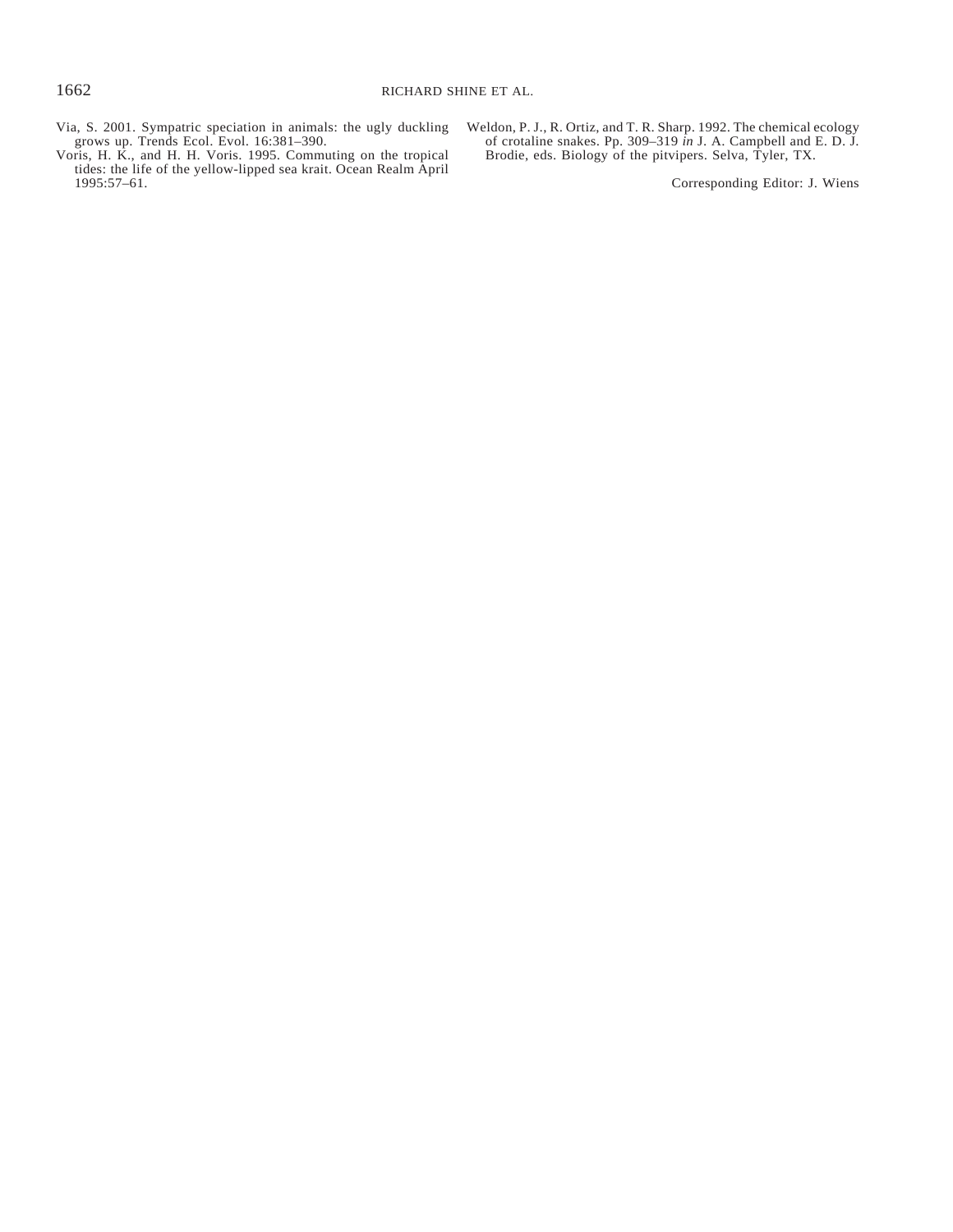Via, S. 2001. Sympatric speciation in animals: the ugly duckling grows up. Trends Ecol. Evol. 16:381–390.

Voris, H. K., and H. H. Voris. 1995. Commuting on the tropical tides: the life of the yellow-lipped sea krait. Ocean Realm April 1995:57–61.

Weldon, P. J., R. Ortiz, and T. R. Sharp. 1992. The chemical ecology of crotaline snakes. Pp. 309–319 *in* J. A. Campbell and E. D. J. Brodie, eds. Biology of the pitvipers. Selva, Tyler, TX.

Corresponding Editor: J. Wiens